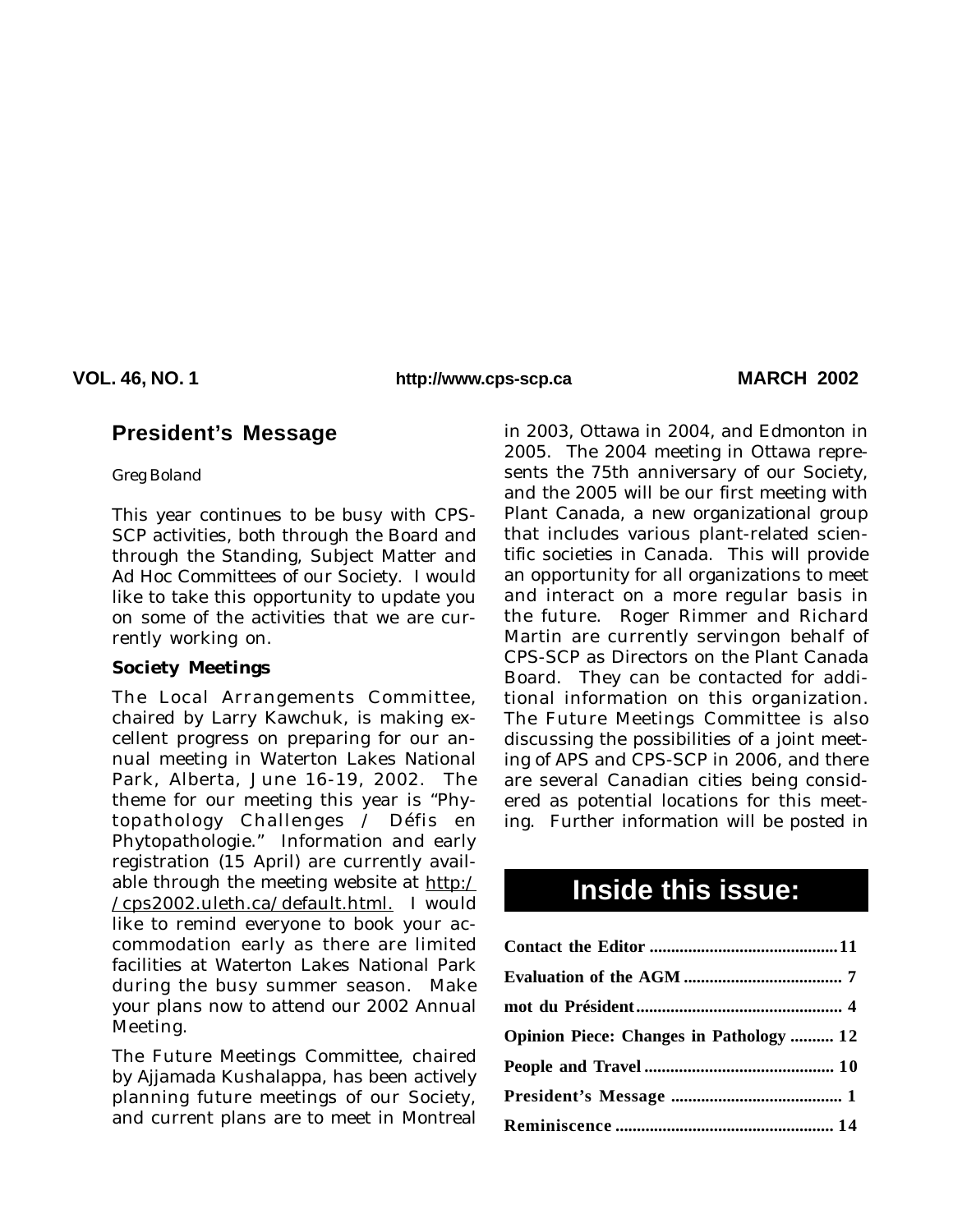VOL. 46, NO. 1 http://www.cps-scp.ca MARCH 2002

## President's Message

Greg Boland

This year continues to be busy with CPS-SCP activities, both through the Board and through the Standing, Subject Matter and Ad Hoc Committees of our Society. I would like to take this opportunity to update you on some of the activities that we are currently working on.

### Society Meetings

The Local Arrangements Committee, chaired by Larry Kawchuk, is making excellent progress on preparing for our annual meeting in Waterton Lakes National Park, Alberta, June 16-19, 2002. The theme for our meeting this year is "Phytopathology Challenges / Défis en Phytopathologie." Information and early registration (15 April) are currently available through the meeting website at http://cps2002.uleth.ca/default.html. I would like to remind everyone to book your accommodation early as there are limited facilities at Waterton Lakes National Park during the busy summer season. Make your plans now to attend our 2002 Annual Meeting.

The Future Meetings Committee, chaired by Ajjamada Kushalappa, has been actively planning future meetings of our Society, and current plans are to meet in Montreal in 2003, Ottawa in 2004, and Edmonton in 2005. The 2004 meeting in Ottawa represents the 75th anniversary of our Society, and the 2005 will be our first meeting with Plant Canada, a new organizational group that includes various plant-related scientific societies in Canada. This will provide an opportunity for all organizations to meet and interact on a more regular basis in the future. Roger Rimmer and Richard Martin are currently servingon behalf of CPS-SCP as Directors on the Plant Canada Board. They can be contacted for additional information on this organization. The Future Meetings Committee is also discussing the possibilities of a joint meeting of APS and CPS-SCP in 2006, and there are several Canadian cities being considered as potential locations for this meeting. Further information will be posted in

## Inside this issue:

| | |
|---|---|
| Contact the Editor | 11 |
| Evaluation of the AGM | 7 |
| mot du Président | 4 |
| Opinion Piece: Changes in Pathology | 12 |
| People and Travel | 10 |
| President's Message | 1 |
| Reminiscence | 14 |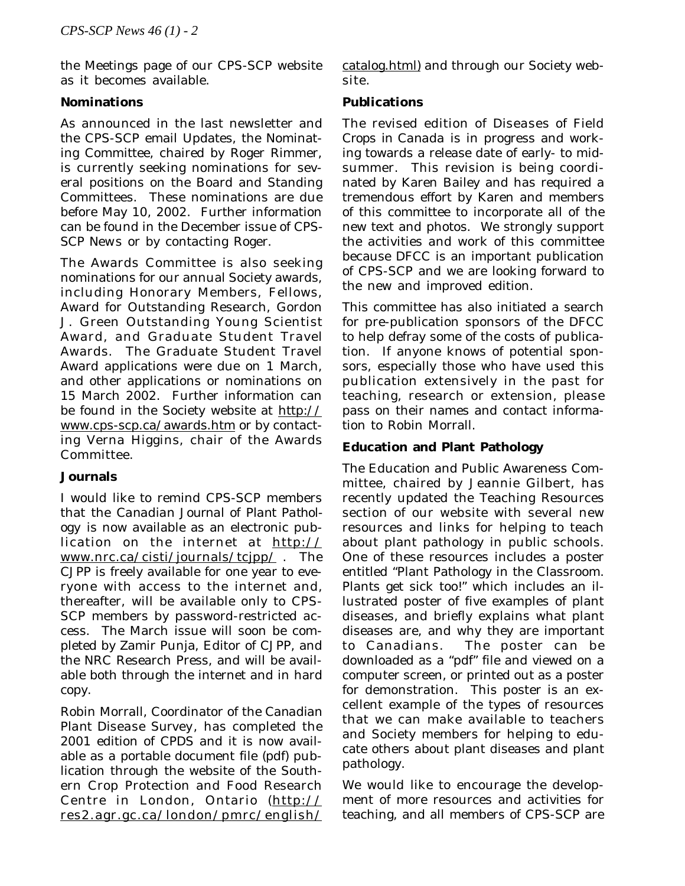the Meetings page of our CPS-SCP website as it becomes available.

**Nominations**

As announced in the last newsletter and the CPS-SCP email Updates, the Nominating Committee, chaired by Roger Rimmer, is currently seeking nominations for several positions on the Board and Standing Committees. These nominations are due before May 10, 2002. Further information can be found in the December issue of CPS-SCP News or by contacting Roger.

The Awards Committee is also seeking nominations for our annual Society awards, including Honorary Members, Fellows, Award for Outstanding Research, Gordon J. Green Outstanding Young Scientist Award, and Graduate Student Travel Awards. The Graduate Student Travel Award applications were due on 1 March, and other applications or nominations on 15 March 2002. Further information can be found in the Society website at http://www.cps-scp.ca/awards.htm or by contacting Verna Higgins, chair of the Awards Committee.

**Journals**

I would like to remind CPS-SCP members that the Canadian Journal of Plant Pathology is now available as an electronic publication on the internet at http://www.nrc.ca/cisti/journals/tcjpp/ . The CJPP is freely available for one year to everyone with access to the internet and, thereafter, will be available only to CPS-SCP members by password-restricted access. The March issue will soon be completed by Zamir Punja, Editor of CJPP, and the NRC Research Press, and will be available both through the internet and in hard copy.

Robin Morrall, Coordinator of the Canadian Plant Disease Survey, has completed the 2001 edition of CPDS and it is now available as a portable document file (pdf) publication through the website of the Southern Crop Protection and Food Research Centre in London, Ontario (http://res2.agr.gc.ca/london/pmrc/english/catalog.html) and through our Society website.

**Publications**

The revised edition of Diseases of Field Crops in Canada is in progress and working towards a release date of early- to mid-summer. This revision is being coordinated by Karen Bailey and has required a tremendous effort by Karen and members of this committee to incorporate all of the new text and photos. We strongly support the activities and work of this committee because DFCC is an important publication of CPS-SCP and we are looking forward to the new and improved edition.

This committee has also initiated a search for pre-publication sponsors of the DFCC to help defray some of the costs of publication. If anyone knows of potential sponsors, especially those who have used this publication extensively in the past for teaching, research or extension, please pass on their names and contact information to Robin Morrall.

**Education and Plant Pathology**

The Education and Public Awareness Committee, chaired by Jeannie Gilbert, has recently updated the Teaching Resources section of our website with several new resources and links for helping to teach about plant pathology in public schools. One of these resources includes a poster entitled "Plant Pathology in the Classroom. Plants get sick too!" which includes an illustrated poster of five examples of plant diseases, and briefly explains what plant diseases are, and why they are important to Canadians. The poster can be downloaded as a "pdf" file and viewed on a computer screen, or printed out as a poster for demonstration. This poster is an excellent example of the types of resources that we can make available to teachers and Society members for helping to educate others about plant diseases and plant pathology.

We would like to encourage the development of more resources and activities for teaching, and all members of CPS-SCP are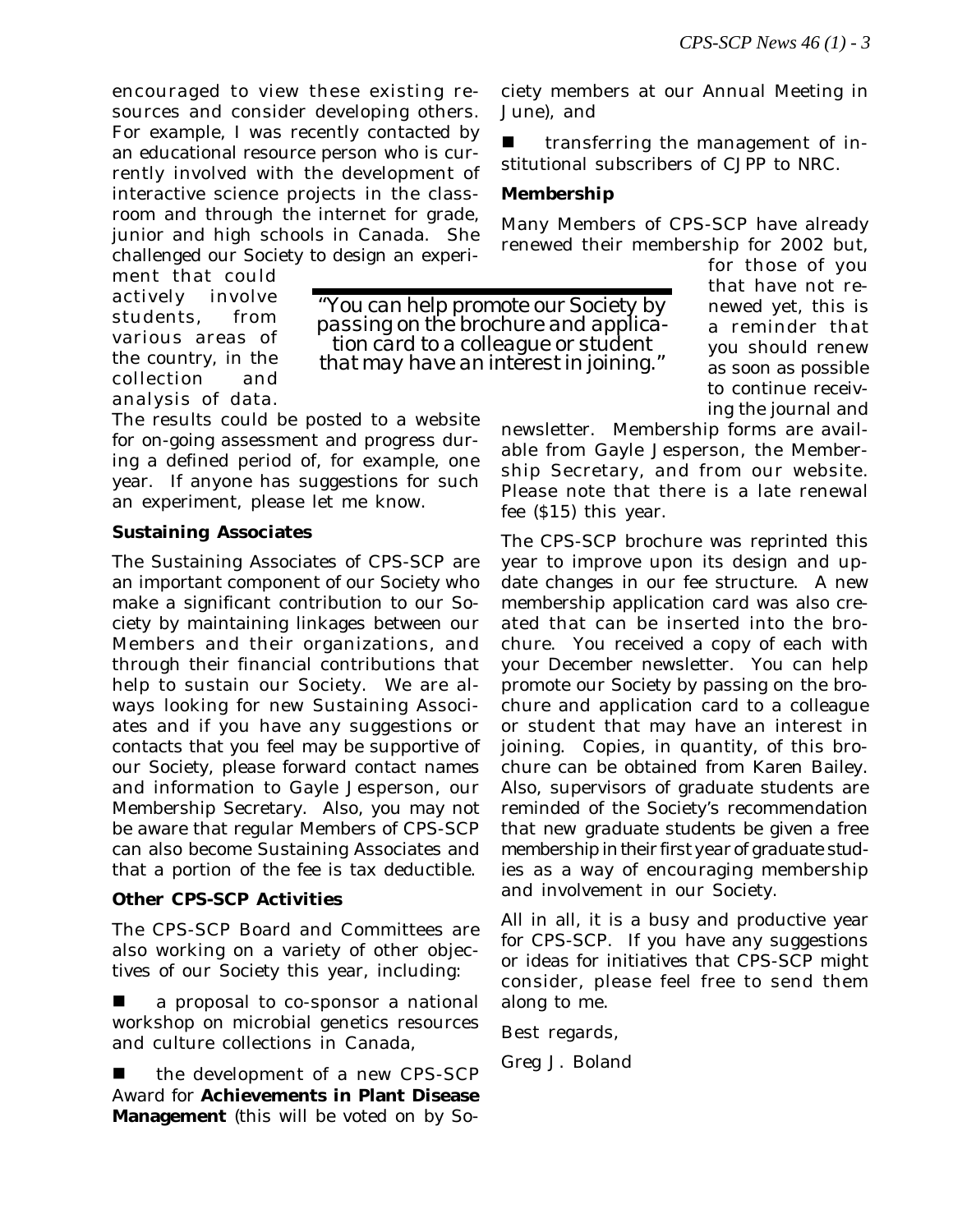encouraged to view these existing resources and consider developing others. For example, I was recently contacted by an educational resource person who is currently involved with the development of interactive science projects in the classroom and through the internet for grade, junior and high schools in Canada. She challenged our Society to design an experiment that could actively involve students, from various areas of the country, in the collection and analysis of data. The results could be posted to a website for on-going assessment and progress during a defined period of, for example, one year. If anyone has suggestions for such an experiment, please let me know.

**Sustaining Associates**

The Sustaining Associates of CPS-SCP are an important component of our Society who make a significant contribution to our Society by maintaining linkages between our Members and their organizations, and through their financial contributions that help to sustain our Society. We are always looking for new Sustaining Associates and if you have any suggestions or contacts that you feel may be supportive of our Society, please forward contact names and information to Gayle Jesperson, our Membership Secretary. Also, you may not be aware that regular Members of CPS-SCP can also become Sustaining Associates and that a portion of the fee is tax deductible.

**Other CPS-SCP Activities**

The CPS-SCP Board and Committees are also working on a variety of other objectives of our Society this year, including:

- a proposal to co-sponsor a national workshop on microbial genetics resources and culture collections in Canada,
- the development of a new CPS-SCP Award for **Achievements in Plant Disease Management** (this will be voted on by Society members at our Annual Meeting in June), and
- transferring the management of institutional subscribers of CJPP to NRC.

**Membership**

Many Members of CPS-SCP have already renewed their membership for 2002 but, for those of you that have not renewed yet, this is a reminder that you should renew as soon as possible to continue receiving the journal and newsletter. Membership forms are available from Gayle Jesperson, the Membership Secretary, and from our website. Please note that there is a late renewal fee ($15) this year.

*"You can help promote our Society by passing on the brochure and application card to a colleague or student that may have an interest in joining."*

The CPS-SCP brochure was reprinted this year to improve upon its design and update changes in our fee structure. A new membership application card was also created that can be inserted into the brochure. You received a copy of each with your December newsletter. You can help promote our Society by passing on the brochure and application card to a colleague or student that may have an interest in joining. Copies, in quantity, of this brochure can be obtained from Karen Bailey. Also, supervisors of graduate students are reminded of the Society's recommendation that new graduate students be given a free membership in their first year of graduate studies as a way of encouraging membership and involvement in our Society.

All in all, it is a busy and productive year for CPS-SCP. If you have any suggestions or ideas for initiatives that CPS-SCP might consider, please feel free to send them along to me.

Best regards,

Greg J. Boland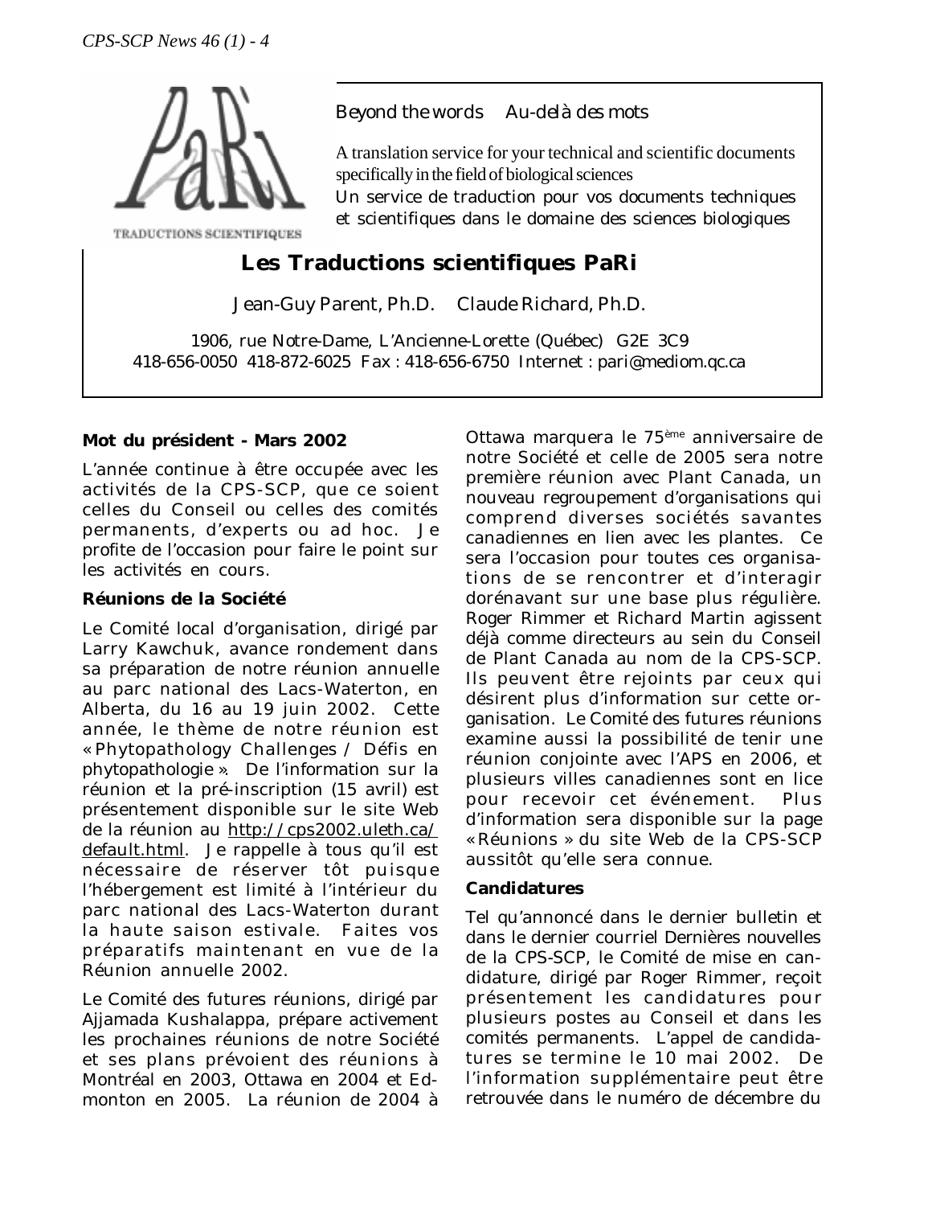TRADUCTIONS SCIENTIFIQUES

*Beyond the words* *Au-delà des mots*

A translation service for your technical and scientific documents specifically in the field of biological sciences

Un service de traduction pour vos documents techniques et scientifiques dans le domaine des sciences biologiques

## Les Traductions scientifiques PaRi

Jean-Guy Parent, Ph.D. Claude Richard, Ph.D.

1906, rue Notre-Dame, L'Ancienne-Lorette (Québec) G2E 3C9
418-656-0050 418-872-6025 Fax : 418-656-6750 Internet : pari@mediom.qc.ca

### Mot du président - Mars 2002

L'année continue à être occupée avec les activités de la CPS-SCP, que ce soient celles du Conseil ou celles des comités permanents, d'experts ou ad hoc. Je profite de l'occasion pour faire le point sur les activités en cours.

#### Réunions de la Société

Le Comité local d'organisation, dirigé par Larry Kawchuk, avance rondement dans sa préparation de notre réunion annuelle au parc national des Lacs-Waterton, en Alberta, du 16 au 19 juin 2002. Cette année, le thème de notre réunion est « Phytopathology Challenges / Défis en phytopathologie ». De l'information sur la réunion et la pré-inscription (15 avril) est présentement disponible sur le site Web de la réunion au http://cps2002.uleth.ca/default.html. Je rappelle à tous qu'il est nécessaire de réserver tôt puisque l'hébergement est limité à l'intérieur du parc national des Lacs-Waterton durant la haute saison estivale. Faites vos préparatifs maintenant en vue de la Réunion annuelle 2002.

Le Comité des futures réunions, dirigé par Ajjamada Kushalappa, prépare activement les prochaines réunions de notre Société et ses plans prévoient des réunions à Montréal en 2003, Ottawa en 2004 et Edmonton en 2005. La réunion de 2004 à Ottawa marquera le 75ème anniversaire de notre Société et celle de 2005 sera notre première réunion avec Plant Canada, un nouveau regroupement d'organisations qui comprend diverses sociétés savantes canadiennes en lien avec les plantes. Ce sera l'occasion pour toutes ces organisations de se rencontrer et d'interagir dorénavant sur une base plus régulière. Roger Rimmer et Richard Martin agissent déjà comme directeurs au sein du Conseil de Plant Canada au nom de la CPS-SCP. Ils peuvent être rejoints par ceux qui désirent plus d'information sur cette organisation. Le Comité des futures réunions examine aussi la possibilité de tenir une réunion conjointe avec l'APS en 2006, et plusieurs villes canadiennes sont en lice pour recevoir cet événement. Plus d'information sera disponible sur la page « Réunions » du site Web de la CPS-SCP aussitôt qu'elle sera connue.

#### Candidatures

Tel qu'annoncé dans le dernier bulletin et dans le dernier courriel Dernières nouvelles de la CPS-SCP, le Comité de mise en candidature, dirigé par Roger Rimmer, reçoit présentement les candidatures pour plusieurs postes au Conseil et dans les comités permanents. L'appel de candidatures se termine le 10 mai 2002. De l'information supplémentaire peut être retrouvée dans le numéro de décembre du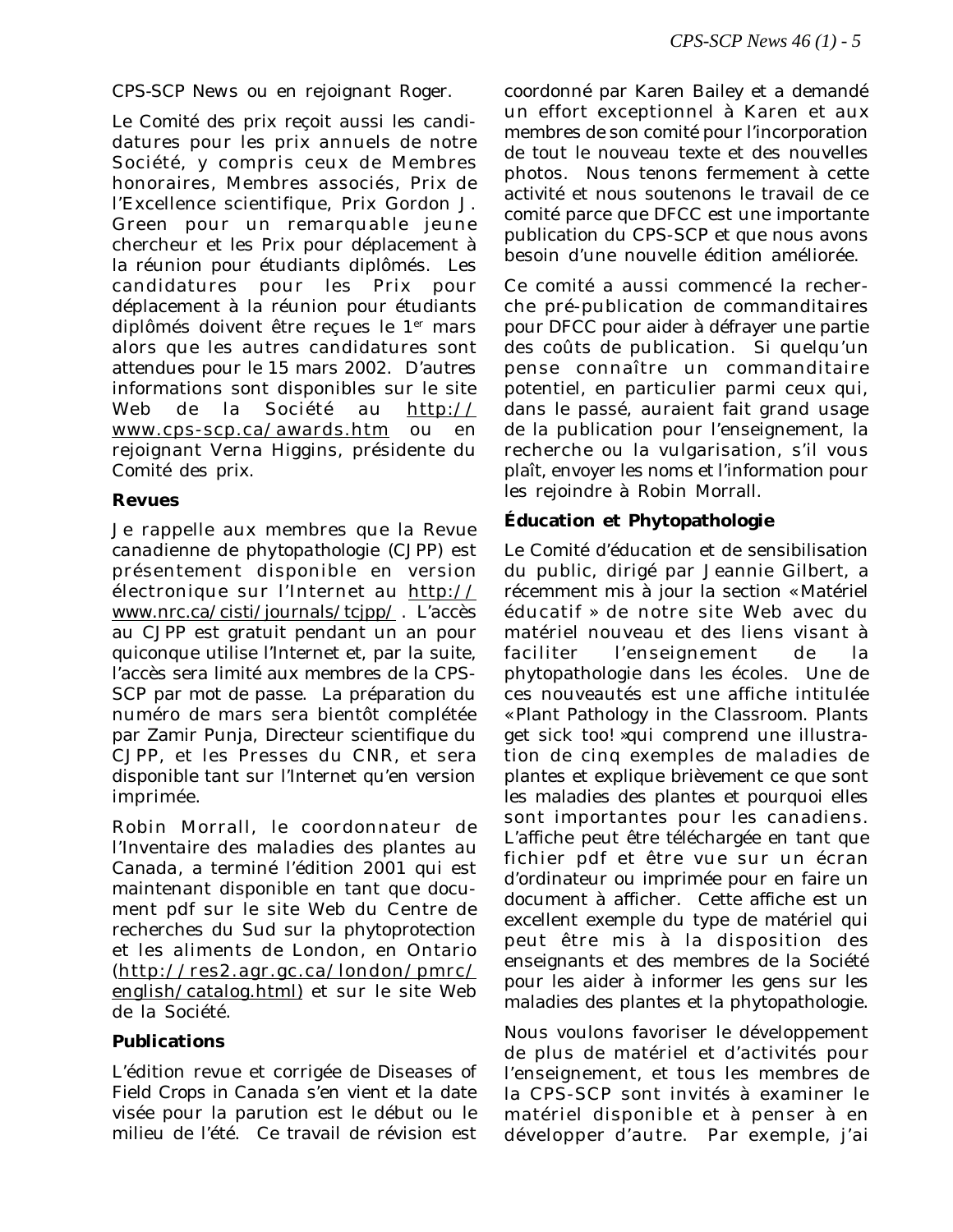CPS-SCP News ou en rejoignant Roger.

Le Comité des prix reçoit aussi les candidatures pour les prix annuels de notre Société, y compris ceux de Membres honoraires, Membres associés, Prix de l'Excellence scientifique, Prix Gordon J. Green pour un remarquable jeune chercheur et les Prix pour déplacement à la réunion pour étudiants diplômés. Les candidatures pour les Prix pour déplacement à la réunion pour étudiants diplômés doivent être reçues le 1er mars alors que les autres candidatures sont attendues pour le 15 mars 2002. D'autres informations sont disponibles sur le site Web de la Société au http://www.cps-scp.ca/awards.htm ou en rejoignant Verna Higgins, présidente du Comité des prix.

**Revues**

Je rappelle aux membres que la Revue canadienne de phytopathologie (CJPP) est présentement disponible en version électronique sur l'Internet au http://www.nrc.ca/cisti/journals/tcjpp/ . L'accès au CJPP est gratuit pendant un an pour quiconque utilise l'Internet et, par la suite, l'accès sera limité aux membres de la CPS-SCP par mot de passe. La préparation du numéro de mars sera bientôt complétée par Zamir Punja, Directeur scientifique du CJPP, et les Presses du CNR, et sera disponible tant sur l'Internet qu'en version imprimée.

Robin Morrall, le coordonnateur de l'Inventaire des maladies des plantes au Canada, a terminé l'édition 2001 qui est maintenant disponible en tant que document pdf sur le site Web du Centre de recherches du Sud sur la phytoprotection et les aliments de London, en Ontario (http://res2.agr.gc.ca/london/pmrc/english/catalog.html) et sur le site Web de la Société.

**Publications**

L'édition revue et corrigée de Diseases of Field Crops in Canada s'en vient et la date visée pour la parution est le début ou le milieu de l'été. Ce travail de révision est coordonné par Karen Bailey et a demandé un effort exceptionnel à Karen et aux membres de son comité pour l'incorporation de tout le nouveau texte et des nouvelles photos. Nous tenons fermement à cette activité et nous soutenons le travail de ce comité parce que DFCC est une importante publication du CPS-SCP et que nous avons besoin d'une nouvelle édition améliorée.

Ce comité a aussi commencé la recherche pré-publication de commanditaires pour DFCC pour aider à défrayer une partie des coûts de publication. Si quelqu'un pense connaître un commanditaire potentiel, en particulier parmi ceux qui, dans le passé, auraient fait grand usage de la publication pour l'enseignement, la recherche ou la vulgarisation, s'il vous plaît, envoyer les noms et l'information pour les rejoindre à Robin Morrall.

**Éducation et Phytopathologie**

Le Comité d'éducation et de sensibilisation du public, dirigé par Jeannie Gilbert, a récemment mis à jour la section « Matériel éducatif » de notre site Web avec du matériel nouveau et des liens visant à faciliter l'enseignement de la phytopathologie dans les écoles. Une de ces nouveautés est une affiche intitulée « Plant Pathology in the Classroom. Plants get sick too! » qui comprend une illustration de cinq exemples de maladies de plantes et explique brièvement ce que sont les maladies des plantes et pourquoi elles sont importantes pour les canadiens. L'affiche peut être téléchargée en tant que fichier pdf et être vue sur un écran d'ordinateur ou imprimée pour en faire un document à afficher. Cette affiche est un excellent exemple du type de matériel qui peut être mis à la disposition des enseignants et des membres de la Société pour les aider à informer les gens sur les maladies des plantes et la phytopathologie.

Nous voulons favoriser le développement de plus de matériel et d'activités pour l'enseignement, et tous les membres de la CPS-SCP sont invités à examiner le matériel disponible et à penser à en développer d'autre. Par exemple, j'ai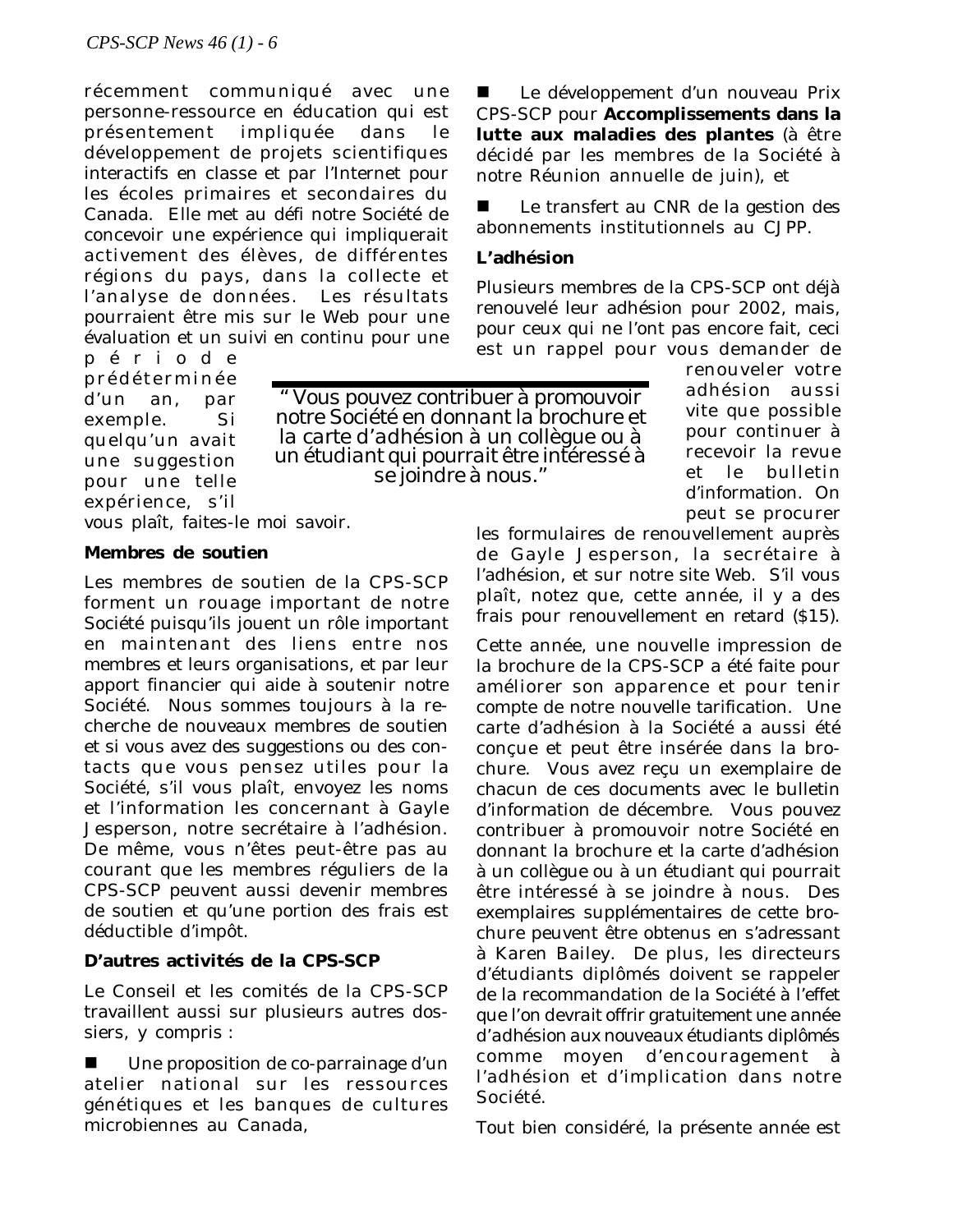récemment communiqué avec une personne-ressource en éducation qui est présentement impliquée dans le développement de projets scientifiques interactifs en classe et par l'Internet pour les écoles primaires et secondaires du Canada. Elle met au défi notre Société de concevoir une expérience qui impliquerait activement des élèves, de différentes régions du pays, dans la collecte et l'analyse de données. Les résultats pourraient être mis sur le Web pour une évaluation et un suivi en continu pour une période prédéterminée d'un an, par exemple. Si quelqu'un avait une suggestion pour une telle expérience, s'il vous plaît, faites-le moi savoir.

> "Vous pouvez contribuer à promouvoir notre Société en donnant la brochure et la carte d'adhésion à un collègue ou à un étudiant qui pourrait être intéressé à se joindre à nous."

**Membres de soutien**

Les membres de soutien de la CPS-SCP forment un rouage important de notre Société puisqu'ils jouent un rôle important en maintenant des liens entre nos membres et leurs organisations, et par leur apport financier qui aide à soutenir notre Société. Nous sommes toujours à la recherche de nouveaux membres de soutien et si vous avez des suggestions ou des contacts que vous pensez utiles pour la Société, s'il vous plaît, envoyez les noms et l'information les concernant à Gayle Jesperson, notre secrétaire à l'adhésion. De même, vous n'êtes peut-être pas au courant que les membres réguliers de la CPS-SCP peuvent aussi devenir membres de soutien et qu'une portion des frais est déductible d'impôt.

**D'autres activités de la CPS-SCP**

Le Conseil et les comités de la CPS-SCP travaillent aussi sur plusieurs autres dossiers, y compris :

- Une proposition de co-parrainage d'un atelier national sur les ressources génétiques et les banques de cultures microbiennes au Canada,
- Le développement d'un nouveau Prix CPS-SCP pour **Accomplissements dans la lutte aux maladies des plantes** (à être décidé par les membres de la Société à notre Réunion annuelle de juin), et
- Le transfert au CNR de la gestion des abonnements institutionnels au CJPP.

**L'adhésion**

Plusieurs membres de la CPS-SCP ont déjà renouvelé leur adhésion pour 2002, mais, pour ceux qui ne l'ont pas encore fait, ceci est un rappel pour vous demander de renouveler votre adhésion aussi vite que possible pour continuer à recevoir la revue et le bulletin d'information. On peut se procurer les formulaires de renouvellement auprès de Gayle Jesperson, la secrétaire à l'adhésion, et sur notre site Web. S'il vous plaît, notez que, cette année, il y a des frais pour renouvellement en retard ($15).

Cette année, une nouvelle impression de la brochure de la CPS-SCP a été faite pour améliorer son apparence et pour tenir compte de notre nouvelle tarification. Une carte d'adhésion à la Société a aussi été conçue et peut être insérée dans la brochure. Vous avez reçu un exemplaire de chacun de ces documents avec le bulletin d'information de décembre. Vous pouvez contribuer à promouvoir notre Société en donnant la brochure et la carte d'adhésion à un collègue ou à un étudiant qui pourrait être intéressé à se joindre à nous. Des exemplaires supplémentaires de cette brochure peuvent être obtenus en s'adressant à Karen Bailey. De plus, les directeurs d'étudiants diplômés doivent se rappeler de la recommandation de la Société à l'effet que l'on devrait offrir gratuitement une année d'adhésion aux nouveaux étudiants diplômés comme moyen d'encouragement à l'adhésion et d'implication dans notre Société.

Tout bien considéré, la présente année est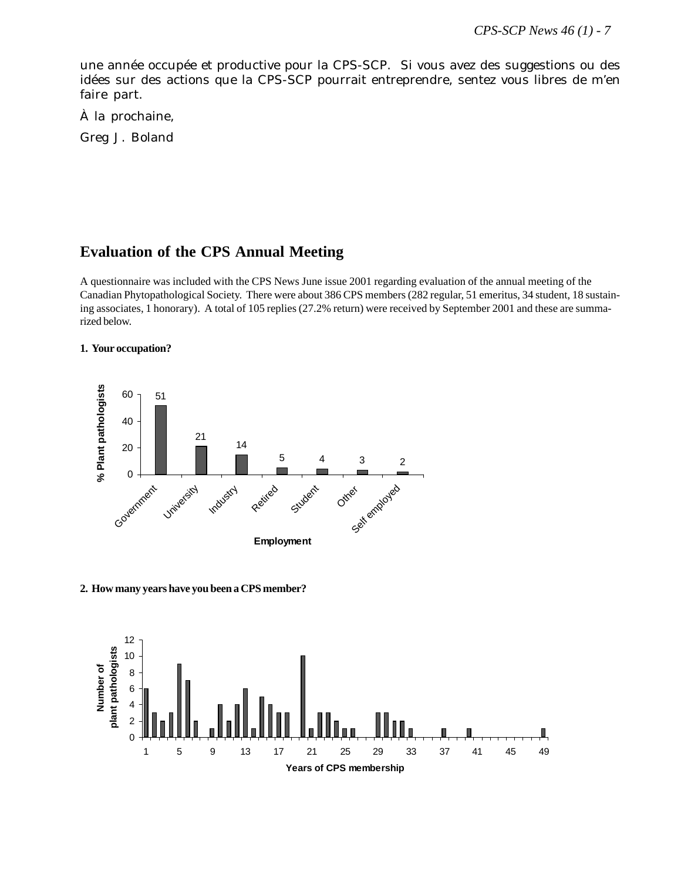une année occupée et productive pour la CPS-SCP. Si vous avez des suggestions ou des idées sur des actions que la CPS-SCP pourrait entreprendre, sentez vous libres de m'en faire part.

À la prochaine,

Greg J. Boland

## Evaluation of the CPS Annual Meeting

A questionnaire was included with the CPS News June issue 2001 regarding evaluation of the annual meeting of the Canadian Phytopathological Society. There were about 386 CPS members (282 regular, 51 emeritus, 34 student, 18 sustaining associates, 1 honorary). A total of 105 replies (27.2% return) were received by September 2001 and these are summarized below.

**1. Your occupation?**

| Employment | % Plant pathologists |
|---|---|
| Government | 51 |
| University | 21 |
| Industry | 14 |
| Retired | 5 |
| Student | 4 |
| Other | 3 |
| Self employed | 2 |

**2. How many years have you been a CPS member?**

(Bar chart: Number of plant pathologists vs. Years of CPS membership, 1–49)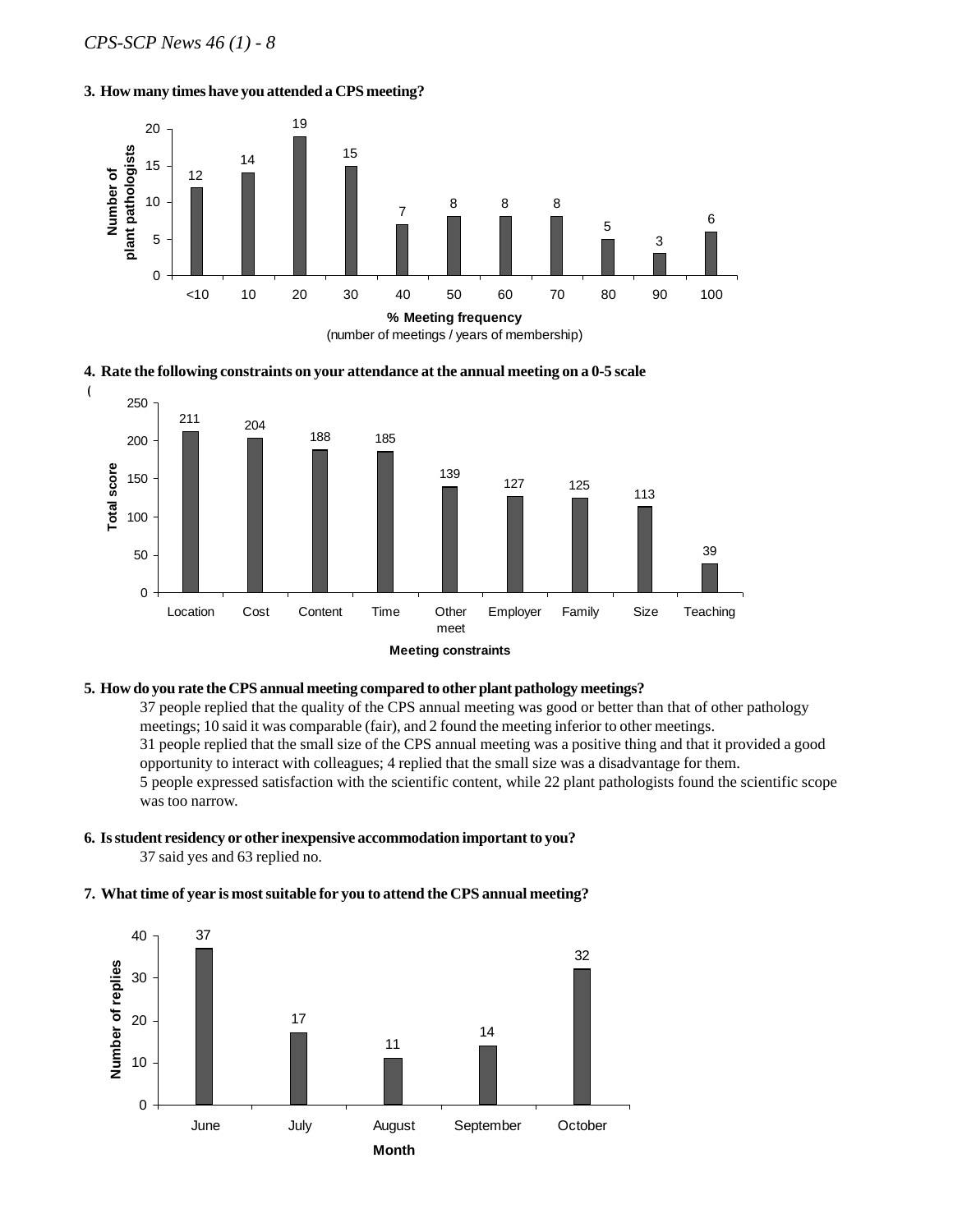**3. How many times have you attended a CPS meeting?**

| % Meeting frequency (number of meetings / years of membership) | Number of plant pathologists |
|---|---|
| <10 | 12 |
| 10 | 14 |
| 20 | 19 |
| 30 | 15 |
| 40 | 7 |
| 50 | 8 |
| 60 | 8 |
| 70 | 8 |
| 80 | 5 |
| 90 | 3 |
| 100 | 6 |

**4. Rate the following constraints on your attendance at the annual meeting on a 0-5 scale**

(

| Meeting constraints | Total score |
|---|---|
| Location | 211 |
| Cost | 204 |
| Content | 188 |
| Time | 185 |
| Other meet | 139 |
| Employer | 127 |
| Family | 125 |
| Size | 113 |
| Teaching | 39 |

**5. How do you rate the CPS annual meeting compared to other plant pathology meetings?**

37 people replied that the quality of the CPS annual meeting was good or better than that of other pathology meetings; 10 said it was comparable (fair), and 2 found the meeting inferior to other meetings.
31 people replied that the small size of the CPS annual meeting was a positive thing and that it provided a good opportunity to interact with colleagues; 4 replied that the small size was a disadvantage for them.
5 people expressed satisfaction with the scientific content, while 22 plant pathologists found the scientific scope was too narrow.

**6. Is student residency or other inexpensive accommodation important to you?**

37 said yes and 63 replied no.

**7. What time of year is most suitable for you to attend the CPS annual meeting?**

| Month | Number of replies |
|---|---|
| June | 37 |
| July | 17 |
| August | 11 |
| September | 14 |
| October | 32 |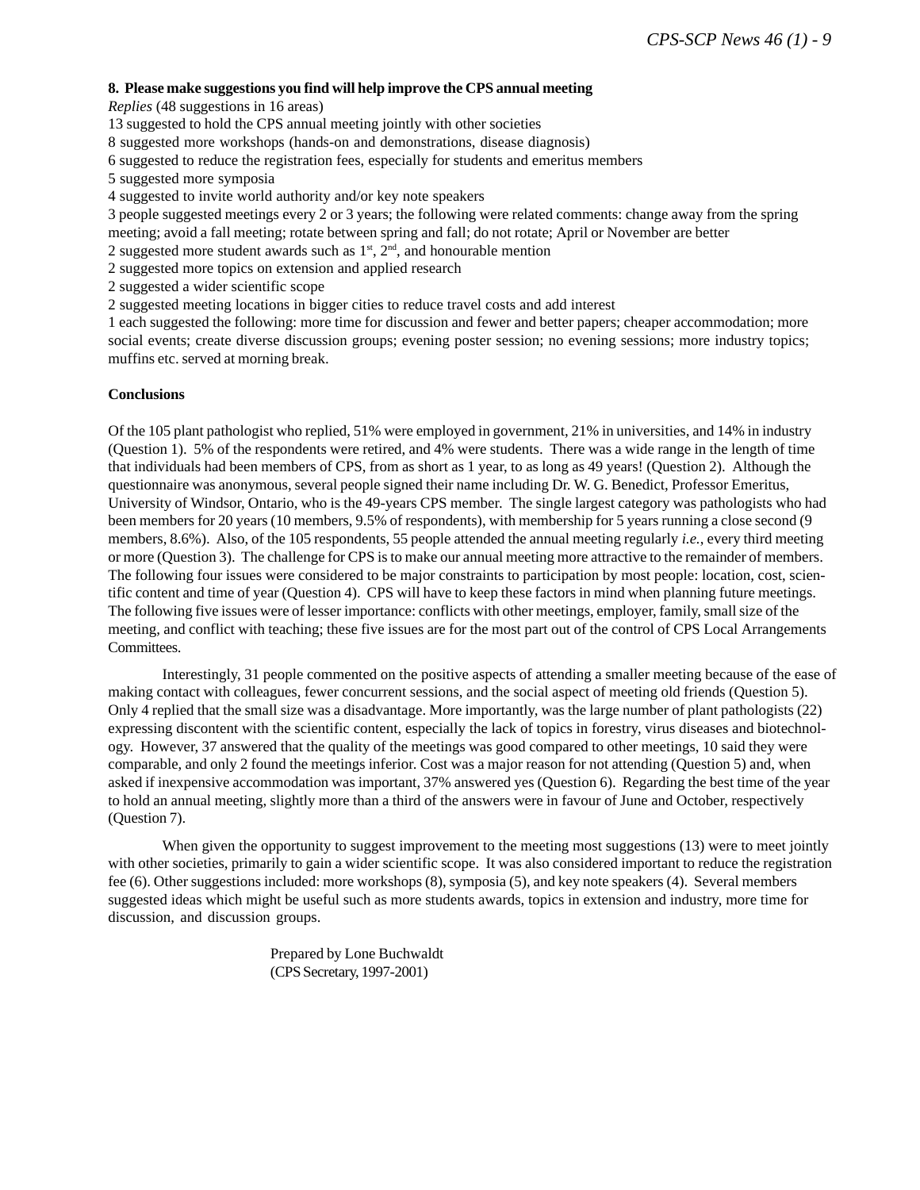**8. Please make suggestions you find will help improve the CPS annual meeting**

*Replies* (48 suggestions in 16 areas)

13 suggested to hold the CPS annual meeting jointly with other societies
8 suggested more workshops (hands-on and demonstrations, disease diagnosis)
6 suggested to reduce the registration fees, especially for students and emeritus members
5 suggested more symposia
4 suggested to invite world authority and/or key note speakers
3 people suggested meetings every 2 or 3 years; the following were related comments: change away from the spring meeting; avoid a fall meeting; rotate between spring and fall; do not rotate; April or November are better
2 suggested more student awards such as 1st, 2nd, and honourable mention
2 suggested more topics on extension and applied research
2 suggested a wider scientific scope
2 suggested meeting locations in bigger cities to reduce travel costs and add interest
1 each suggested the following: more time for discussion and fewer and better papers; cheaper accommodation; more social events; create diverse discussion groups; evening poster session; no evening sessions; more industry topics; muffins etc. served at morning break.

**Conclusions**

Of the 105 plant pathologist who replied, 51% were employed in government, 21% in universities, and 14% in industry (Question 1). 5% of the respondents were retired, and 4% were students. There was a wide range in the length of time that individuals had been members of CPS, from as short as 1 year, to as long as 49 years! (Question 2). Although the questionnaire was anonymous, several people signed their name including Dr. W. G. Benedict, Professor Emeritus, University of Windsor, Ontario, who is the 49-years CPS member. The single largest category was pathologists who had been members for 20 years (10 members, 9.5% of respondents), with membership for 5 years running a close second (9 members, 8.6%). Also, of the 105 respondents, 55 people attended the annual meeting regularly *i.e.*, every third meeting or more (Question 3). The challenge for CPS is to make our annual meeting more attractive to the remainder of members. The following four issues were considered to be major constraints to participation by most people: location, cost, scientific content and time of year (Question 4). CPS will have to keep these factors in mind when planning future meetings. The following five issues were of lesser importance: conflicts with other meetings, employer, family, small size of the meeting, and conflict with teaching; these five issues are for the most part out of the control of CPS Local Arrangements Committees.

Interestingly, 31 people commented on the positive aspects of attending a smaller meeting because of the ease of making contact with colleagues, fewer concurrent sessions, and the social aspect of meeting old friends (Question 5). Only 4 replied that the small size was a disadvantage. More importantly, was the large number of plant pathologists (22) expressing discontent with the scientific content, especially the lack of topics in forestry, virus diseases and biotechnology. However, 37 answered that the quality of the meetings was good compared to other meetings, 10 said they were comparable, and only 2 found the meetings inferior. Cost was a major reason for not attending (Question 5) and, when asked if inexpensive accommodation was important, 37% answered yes (Question 6). Regarding the best time of the year to hold an annual meeting, slightly more than a third of the answers were in favour of June and October, respectively (Question 7).

When given the opportunity to suggest improvement to the meeting most suggestions (13) were to meet jointly with other societies, primarily to gain a wider scientific scope. It was also considered important to reduce the registration fee (6). Other suggestions included: more workshops (8), symposia (5), and key note speakers (4). Several members suggested ideas which might be useful such as more students awards, topics in extension and industry, more time for discussion, and discussion groups.

Prepared by Lone Buchwaldt
(CPS Secretary, 1997-2001)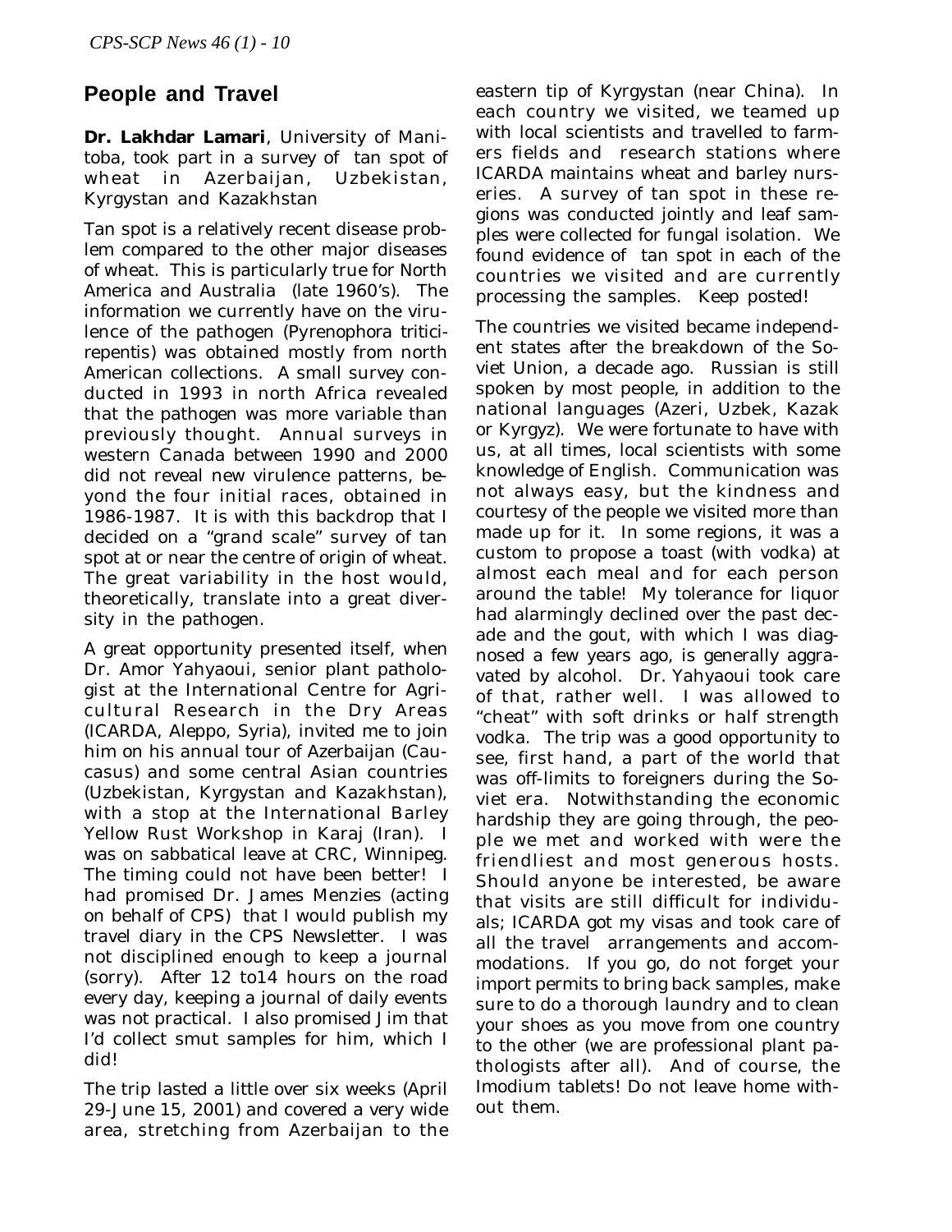## People and Travel

**Dr. Lakhdar Lamari**, University of Manitoba, took part in a survey of tan spot of wheat in Azerbaijan, Uzbekistan, Kyrgystan and Kazakhstan

Tan spot is a relatively recent disease problem compared to the other major diseases of wheat. This is particularly true for North America and Australia (late 1960's). The information we currently have on the virulence of the pathogen (Pyrenophora tritici-repentis) was obtained mostly from north American collections. A small survey conducted in 1993 in north Africa revealed that the pathogen was more variable than previously thought. Annual surveys in western Canada between 1990 and 2000 did not reveal new virulence patterns, beyond the four initial races, obtained in 1986-1987. It is with this backdrop that I decided on a "grand scale" survey of tan spot at or near the centre of origin of wheat. The great variability in the host would, theoretically, translate into a great diversity in the pathogen.

A great opportunity presented itself, when Dr. Amor Yahyaoui, senior plant pathologist at the International Centre for Agricultural Research in the Dry Areas (ICARDA, Aleppo, Syria), invited me to join him on his annual tour of Azerbaijan (Caucasus) and some central Asian countries (Uzbekistan, Kyrgystan and Kazakhstan), with a stop at the International Barley Yellow Rust Workshop in Karaj (Iran). I was on sabbatical leave at CRC, Winnipeg. The timing could not have been better! I had promised Dr. James Menzies (acting on behalf of CPS) that I would publish my travel diary in the CPS Newsletter. I was not disciplined enough to keep a journal (sorry). After 12 to14 hours on the road every day, keeping a journal of daily events was not practical. I also promised Jim that I'd collect smut samples for him, which I did!

The trip lasted a little over six weeks (April 29-June 15, 2001) and covered a very wide area, stretching from Azerbaijan to the eastern tip of Kyrgystan (near China). In each country we visited, we teamed up with local scientists and travelled to farmers fields and research stations where ICARDA maintains wheat and barley nurseries. A survey of tan spot in these regions was conducted jointly and leaf samples were collected for fungal isolation. We found evidence of tan spot in each of the countries we visited and are currently processing the samples. Keep posted!

The countries we visited became independent states after the breakdown of the Soviet Union, a decade ago. Russian is still spoken by most people, in addition to the national languages (Azeri, Uzbek, Kazak or Kyrgyz). We were fortunate to have with us, at all times, local scientists with some knowledge of English. Communication was not always easy, but the kindness and courtesy of the people we visited more than made up for it. In some regions, it was a custom to propose a toast (with vodka) at almost each meal and for each person around the table! My tolerance for liquor had alarmingly declined over the past decade and the gout, with which I was diagnosed a few years ago, is generally aggravated by alcohol. Dr. Yahyaoui took care of that, rather well. I was allowed to "cheat" with soft drinks or half strength vodka. The trip was a good opportunity to see, first hand, a part of the world that was off-limits to foreigners during the Soviet era. Notwithstanding the economic hardship they are going through, the people we met and worked with were the friendliest and most generous hosts. Should anyone be interested, be aware that visits are still difficult for individuals; ICARDA got my visas and took care of all the travel arrangements and accommodations. If you go, do not forget your import permits to bring back samples, make sure to do a thorough laundry and to clean your shoes as you move from one country to the other (we are professional plant pathologists after all). And of course, the Imodium tablets! Do not leave home without them.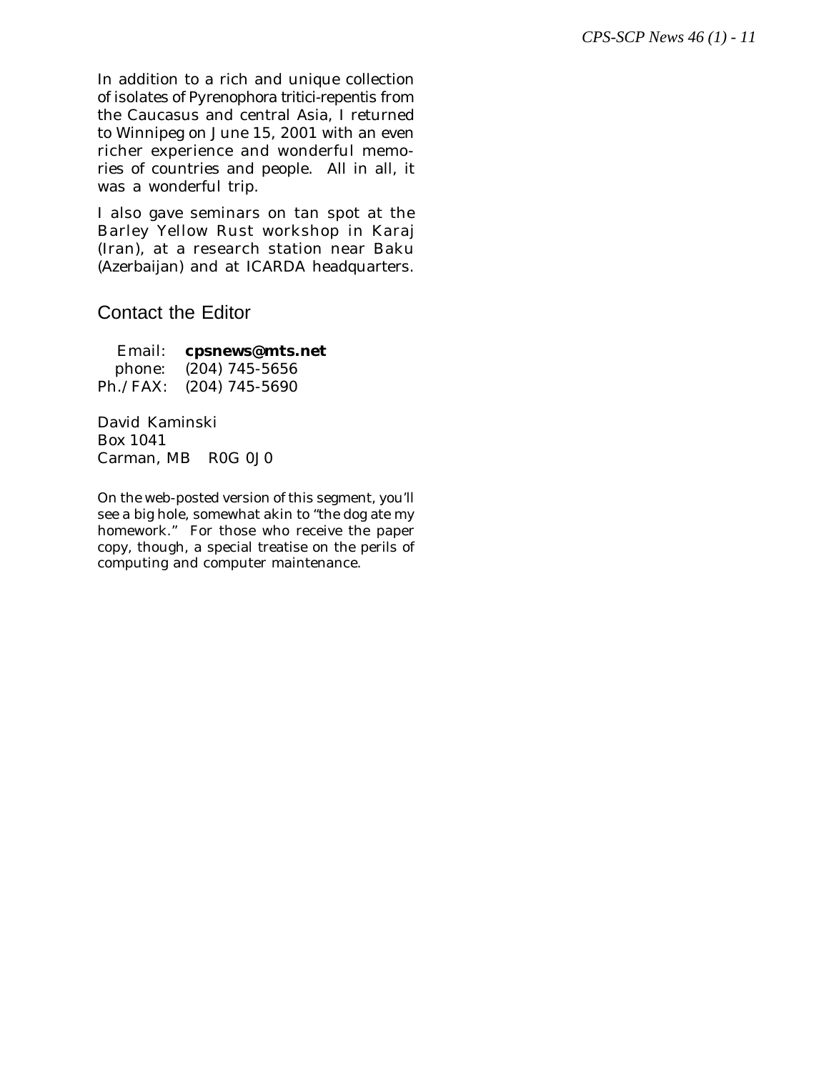In addition to a rich and unique collection of isolates of *Pyrenophora tritici-repentis* from the Caucasus and central Asia, I returned to Winnipeg on June 15, 2001 with an even richer experience and wonderful memories of countries and people. All in all, it was a wonderful trip.

I also gave seminars on tan spot at the Barley Yellow Rust workshop in Karaj (Iran), at a research station near Baku (Azerbaijan) and at ICARDA headquarters.

## Contact the Editor

Email: **cpsnews@mts.net**
phone: (204) 745-5656
Ph./FAX: (204) 745-5690

David Kaminski
Box 1041
Carman, MB R0G 0J0

On the web-posted version of this segment, you'll see a big hole, somewhat akin to "the dog ate my homework." For those who receive the paper copy, though, a special treatise on the perils of computing and computer maintenance.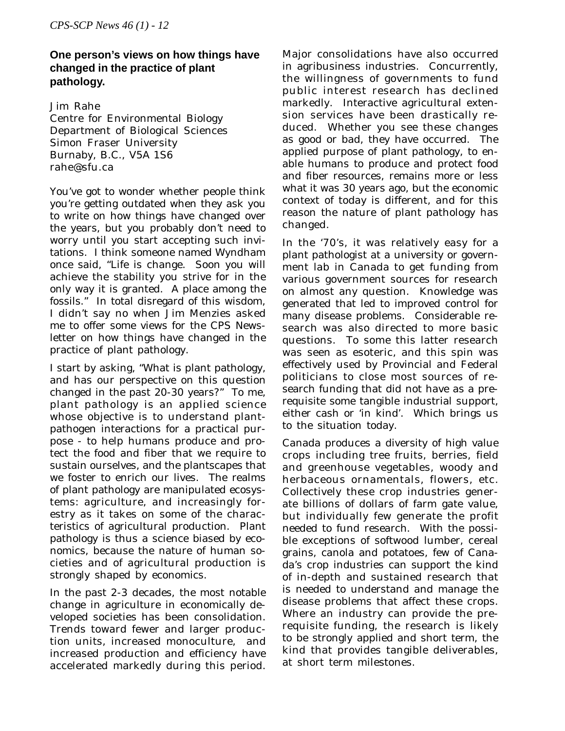## One person's views on how things have changed in the practice of plant pathology.

Jim Rahe
Centre for Environmental Biology
Department of Biological Sciences
Simon Fraser University
Burnaby, B.C., V5A 1S6
rahe@sfu.ca

You've got to wonder whether people think you're getting outdated when they ask you to write on how things have changed over the years, but you probably don't need to worry until you start accepting such invitations. I think someone named Wyndham once said, "Life is change. Soon you will achieve the stability you strive for in the only way it is granted. A place among the fossils." In total disregard of this wisdom, I didn't say no when Jim Menzies asked me to offer some views for the CPS Newsletter on how things have changed in the practice of plant pathology.

I start by asking, "What is plant pathology, and has our perspective on this question changed in the past 20-30 years?" To me, plant pathology is an applied science whose objective is to understand plant-pathogen interactions for a practical purpose - to help humans produce and protect the food and fiber that we require to sustain ourselves, and the plantscapes that we foster to enrich our lives. The realms of plant pathology are manipulated ecosystems: agriculture, and increasingly forestry as it takes on some of the characteristics of agricultural production. Plant pathology is thus a science biased by economics, because the nature of human societies and of agricultural production is strongly shaped by economics.

In the past 2-3 decades, the most notable change in agriculture in economically developed societies has been consolidation. Trends toward fewer and larger production units, increased monoculture, and increased production and efficiency have accelerated markedly during this period. Major consolidations have also occurred in agribusiness industries. Concurrently, the willingness of governments to fund public interest research has declined markedly. Interactive agricultural extension services have been drastically reduced. Whether you see these changes as good or bad, they have occurred. The applied purpose of plant pathology, to enable humans to produce and protect food and fiber resources, remains more or less what it was 30 years ago, but the economic context of today is different, and for this reason the nature of plant pathology has changed.

In the '70's, it was relatively easy for a plant pathologist at a university or government lab in Canada to get funding from various government sources for research on almost any question. Knowledge was generated that led to improved control for many disease problems. Considerable research was also directed to more basic questions. To some this latter research was seen as esoteric, and this spin was effectively used by Provincial and Federal politicians to close most sources of research funding that did not have as a prerequisite some tangible industrial support, either cash or 'in kind'. Which brings us to the situation today.

Canada produces a diversity of high value crops including tree fruits, berries, field and greenhouse vegetables, woody and herbaceous ornamentals, flowers, etc. Collectively these crop industries generate billions of dollars of farm gate value, but individually few generate the profit needed to fund research. With the possible exceptions of softwood lumber, cereal grains, canola and potatoes, few of Canada's crop industries can support the kind of in-depth and sustained research that is needed to understand and manage the disease problems that affect these crops. Where an industry can provide the prerequisite funding, the research is likely to be strongly applied and short term, the kind that provides tangible deliverables, at short term milestones.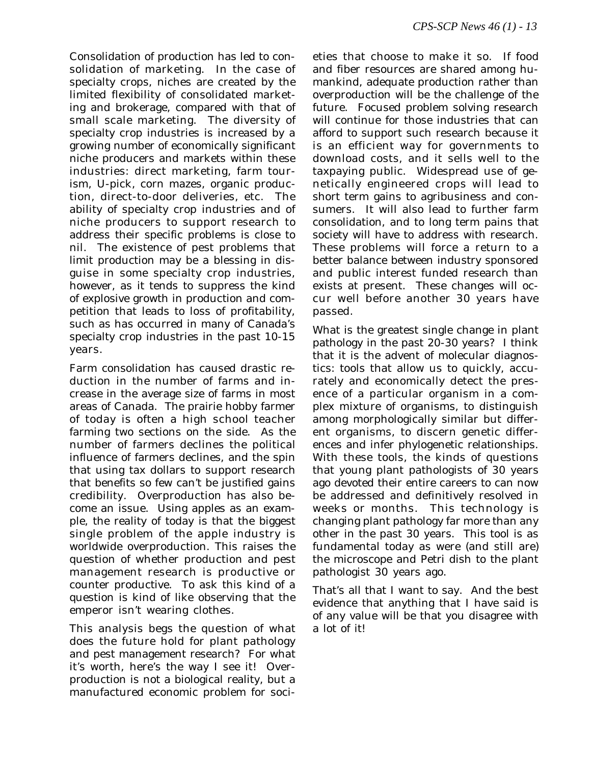Consolidation of production has led to consolidation of marketing. In the case of specialty crops, niches are created by the limited flexibility of consolidated marketing and brokerage, compared with that of small scale marketing. The diversity of specialty crop industries is increased by a growing number of economically significant niche producers and markets within these industries: direct marketing, farm tourism, U-pick, corn mazes, organic production, direct-to-door deliveries, etc. The ability of specialty crop industries and of niche producers to support research to address their specific problems is close to nil. The existence of pest problems that limit production may be a blessing in disguise in some specialty crop industries, however, as it tends to suppress the kind of explosive growth in production and competition that leads to loss of profitability, such as has occurred in many of Canada's specialty crop industries in the past 10-15 years.

Farm consolidation has caused drastic reduction in the number of farms and increase in the average size of farms in most areas of Canada. The prairie hobby farmer of today is often a high school teacher farming two sections on the side. As the number of farmers declines the political influence of farmers declines, and the spin that using tax dollars to support research that benefits so few can't be justified gains credibility. Overproduction has also become an issue. Using apples as an example, the reality of today is that the biggest single problem of the apple industry is worldwide overproduction. This raises the question of whether production and pest management research is productive or counter productive. To ask this kind of a question is kind of like observing that the emperor isn't wearing clothes.

This analysis begs the question of what does the future hold for plant pathology and pest management research? For what it's worth, here's the way I see it! Overproduction is not a biological reality, but a manufactured economic problem for societies that choose to make it so. If food and fiber resources are shared among humankind, adequate production rather than overproduction will be the challenge of the future. Focused problem solving research will continue for those industries that can afford to support such research because it is an efficient way for governments to download costs, and it sells well to the taxpaying public. Widespread use of genetically engineered crops will lead to short term gains to agribusiness and consumers. It will also lead to further farm consolidation, and to long term pains that society will have to address with research. These problems will force a return to a better balance between industry sponsored and public interest funded research than exists at present. These changes will occur well before another 30 years have passed.

What is the greatest single change in plant pathology in the past 20-30 years? I think that it is the advent of molecular diagnostics: tools that allow us to quickly, accurately and economically detect the presence of a particular organism in a complex mixture of organisms, to distinguish among morphologically similar but different organisms, to discern genetic differences and infer phylogenetic relationships. With these tools, the kinds of questions that young plant pathologists of 30 years ago devoted their entire careers to can now be addressed and definitively resolved in weeks or months. This technology is changing plant pathology far more than any other in the past 30 years. This tool is as fundamental today as were (and still are) the microscope and Petri dish to the plant pathologist 30 years ago.

That's all that I want to say. And the best evidence that anything that I have said is of any value will be that you disagree with a lot of it!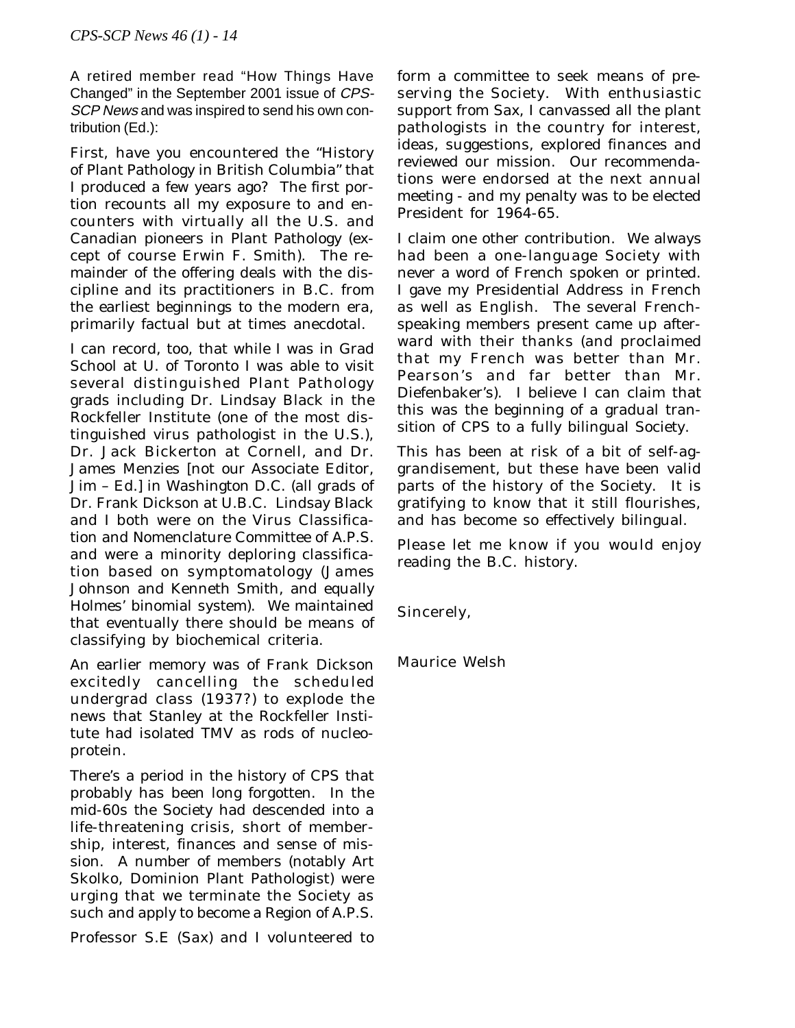A retired member read "How Things Have Changed" in the September 2001 issue of *CPS-SCP News* and was inspired to send his own contribution (Ed.):

First, have you encountered the "History of Plant Pathology in British Columbia" that I produced a few years ago? The first portion recounts all my exposure to and encounters with virtually all the U.S. and Canadian pioneers in Plant Pathology (except of course Erwin F. Smith). The remainder of the offering deals with the discipline and its practitioners in B.C. from the earliest beginnings to the modern era, primarily factual but at times anecdotal.

I can record, too, that while I was in Grad School at U. of Toronto I was able to visit several distinguished Plant Pathology grads including Dr. Lindsay Black in the Rockfeller Institute (one of the most distinguished virus pathologist in the U.S.), Dr. Jack Bickerton at Cornell, and Dr. James Menzies [not our Associate Editor, Jim – Ed.] in Washington D.C. (all grads of Dr. Frank Dickson at U.B.C. Lindsay Black and I both were on the Virus Classification and Nomenclature Committee of A.P.S. and were a minority deploring classification based on symptomatology (James Johnson and Kenneth Smith, and equally Holmes' binomial system). We maintained that eventually there should be means of classifying by biochemical criteria.

An earlier memory was of Frank Dickson excitedly cancelling the scheduled undergrad class (1937?) to explode the news that Stanley at the Rockfeller Institute had isolated TMV as rods of nucleoprotein.

There's a period in the history of CPS that probably has been long forgotten. In the mid-60s the Society had descended into a life-threatening crisis, short of membership, interest, finances and sense of mission. A number of members (notably Art Skolko, Dominion Plant Pathologist) were urging that we terminate the Society as such and apply to become a Region of A.P.S.

Professor S.E (Sax) and I volunteered to form a committee to seek means of preserving the Society. With enthusiastic support from Sax, I canvassed all the plant pathologists in the country for interest, ideas, suggestions, explored finances and reviewed our mission. Our recommendations were endorsed at the next annual meeting - and my penalty was to be elected President for 1964-65.

I claim one other contribution. We always had been a one-language Society with never a word of French spoken or printed. I gave my Presidential Address in French as well as English. The several French-speaking members present came up afterward with their thanks (and proclaimed that my French was better than Mr. Pearson's and far better than Mr. Diefenbaker's). I believe I can claim that this was the beginning of a gradual transition of CPS to a fully bilingual Society.

This has been at risk of a bit of self-aggrandisement, but these have been valid parts of the history of the Society. It is gratifying to know that it still flourishes, and has become so effectively bilingual.

Please let me know if you would enjoy reading the B.C. history.

Sincerely,

Maurice Welsh